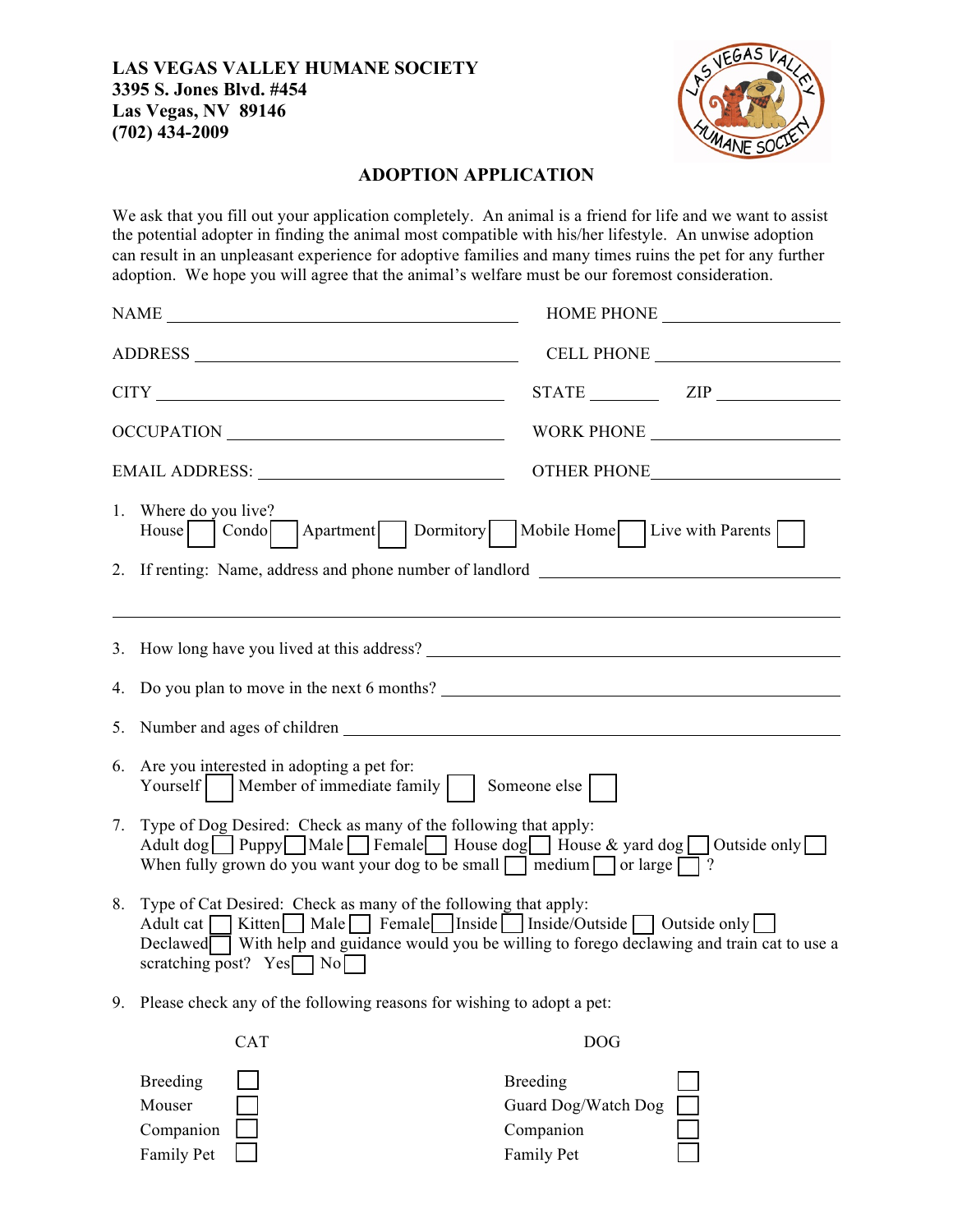**LAS VEGAS VALLEY HUMANE SOCIETY**
**3395 S. Jones Blvd. #454**
**Las Vegas, NV 89146**
**(702) 434-2009**

## ADOPTION APPLICATION

We ask that you fill out your application completely. An animal is a friend for life and we want to assist the potential adopter in finding the animal most compatible with his/her lifestyle. An unwise adoption can result in an unpleasant experience for adoptive families and many times ruins the pet for any further adoption. We hope you will agree that the animal's welfare must be our foremost consideration.

NAME \_\_\_\_\_\_\_\_\_\_\_\_\_\_\_\_\_\_\_\_\_\_\_\_\_\_\_\_\_\_\_\_ HOME PHONE \_\_\_\_\_\_\_\_\_\_\_\_\_\_\_\_

ADDRESS \_\_\_\_\_\_\_\_\_\_\_\_\_\_\_\_\_\_\_\_\_\_\_\_\_\_\_\_\_\_ CELL PHONE \_\_\_\_\_\_\_\_\_\_\_\_\_\_\_\_

CITY \_\_\_\_\_\_\_\_\_\_\_\_\_\_\_\_\_\_\_\_\_\_\_\_\_\_\_\_\_\_\_\_ STATE \_\_\_\_\_\_ ZIP \_\_\_\_\_\_\_\_\_\_

OCCUPATION \_\_\_\_\_\_\_\_\_\_\_\_\_\_\_\_\_\_\_\_\_\_\_\_\_\_ WORK PHONE \_\_\_\_\_\_\_\_\_\_\_\_\_\_\_\_

EMAIL ADDRESS: \_\_\_\_\_\_\_\_\_\_\_\_\_\_\_\_\_\_\_\_\_\_\_\_ OTHER PHONE\_\_\_\_\_\_\_\_\_\_\_\_\_\_\_\_

1. Where do you live?
   House ☐ Condo ☐ Apartment ☐ Dormitory ☐ Mobile Home ☐ Live with Parents ☐

2. If renting: Name, address and phone number of landlord \_\_\_\_\_\_\_\_\_\_\_\_\_\_\_\_\_\_\_\_\_\_\_\_

   \_\_\_\_\_\_\_\_\_\_\_\_\_\_\_\_\_\_\_\_\_\_\_\_\_\_\_\_\_\_\_\_\_\_\_\_\_\_\_\_\_\_\_\_\_\_\_\_\_\_\_\_\_\_\_\_\_\_\_\_

3. How long have you lived at this address? \_\_\_\_\_\_\_\_\_\_\_\_\_\_\_\_\_\_\_\_\_\_\_\_\_\_\_\_\_\_\_\_

4. Do you plan to move in the next 6 months? \_\_\_\_\_\_\_\_\_\_\_\_\_\_\_\_\_\_\_\_\_\_\_\_\_\_\_\_\_\_

5. Number and ages of children \_\_\_\_\_\_\_\_\_\_\_\_\_\_\_\_\_\_\_\_\_\_\_\_\_\_\_\_\_\_\_\_\_\_\_\_\_\_\_\_

6. Are you interested in adopting a pet for:
   Yourself ☐ Member of immediate family ☐ Someone else ☐

7. Type of Dog Desired: Check as many of the following that apply:
   Adult dog ☐ Puppy ☐ Male ☐ Female ☐ House dog ☐ House & yard dog ☐ Outside only ☐
   When fully grown do you want your dog to be small ☐ medium ☐ or large ☐ ?

8. Type of Cat Desired: Check as many of the following that apply:
   Adult cat ☐ Kitten ☐ Male ☐ Female ☐ Inside ☐ Inside/Outside ☐ Outside only ☐
   Declawed ☐ With help and guidance would you be willing to forego declawing and train cat to use a scratching post? Yes ☐ No ☐

9. Please check any of the following reasons for wishing to adopt a pet:

| CAT | | DOG | |
|---|---|---|---|
| Breeding | ☐ | Breeding | ☐ |
| Mouser | ☐ | Guard Dog/Watch Dog | ☐ |
| Companion | ☐ | Companion | ☐ |
| Family Pet | ☐ | Family Pet | ☐ |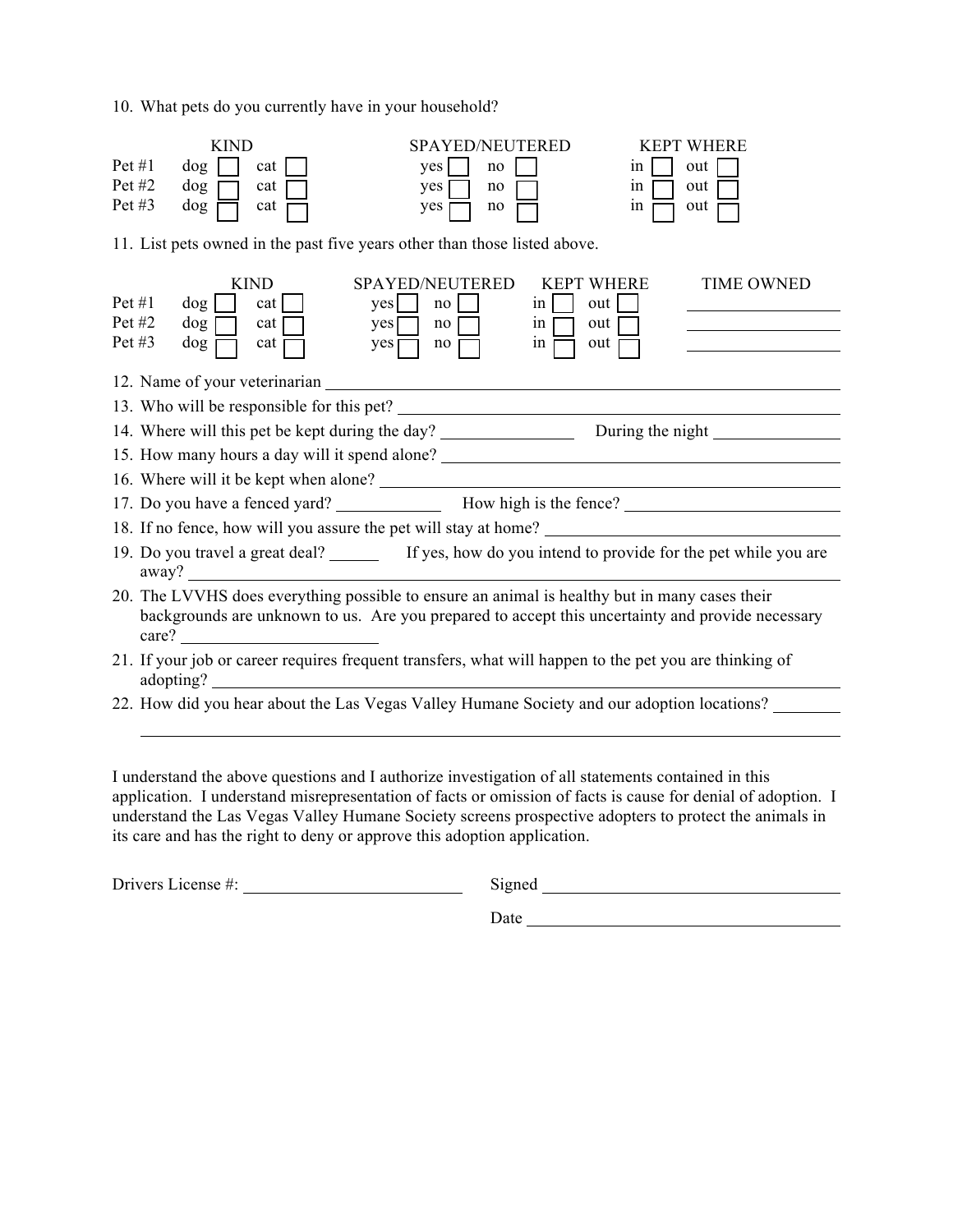10. What pets do you currently have in your household?

| | KIND | | SPAYED/NEUTERED | | KEPT WHERE | |
|---|---|---|---|---|---|---|
| Pet #1 | dog ☐ | cat ☐ | yes ☐ | no ☐ | in ☐ | out ☐ |
| Pet #2 | dog ☐ | cat ☐ | yes ☐ | no ☐ | in ☐ | out ☐ |
| Pet #3 | dog ☐ | cat ☐ | yes ☐ | no ☐ | in ☐ | out ☐ |

11. List pets owned in the past five years other than those listed above.

| | KIND | | SPAYED/NEUTERED | | KEPT WHERE | | TIME OWNED |
|---|---|---|---|---|---|---|---|
| Pet #1 | dog ☐ | cat ☐ | yes ☐ | no ☐ | in ☐ | out ☐ | ____________ |
| Pet #2 | dog ☐ | cat ☐ | yes ☐ | no ☐ | in ☐ | out ☐ | ____________ |
| Pet #3 | dog ☐ | cat ☐ | yes ☐ | no ☐ | in ☐ | out ☐ | ____________ |

12. Name of your veterinarian ______________________________

13. Who will be responsible for this pet? ______________________________

14. Where will this pet be kept during the day? ____________ During the night ____________

15. How many hours a day will it spend alone? ______________________________

16. Where will it be kept when alone? ______________________________

17. Do you have a fenced yard? __________ How high is the fence? ______________

18. If no fence, how will you assure the pet will stay at home? ______________________________

19. Do you travel a great deal? ______ If yes, how do you intend to provide for the pet while you are away? ______________________________

20. The LVVHS does everything possible to ensure an animal is healthy but in many cases their backgrounds are unknown to us. Are you prepared to accept this uncertainty and provide necessary care? ______________

21. If your job or career requires frequent transfers, what will happen to the pet you are thinking of adopting? ______________________________

22. How did you hear about the Las Vegas Valley Humane Society and our adoption locations? ________
______________________________

I understand the above questions and I authorize investigation of all statements contained in this application. I understand misrepresentation of facts or omission of facts is cause for denial of adoption. I understand the Las Vegas Valley Humane Society screens prospective adopters to protect the animals in its care and has the right to deny or approve this adoption application.

Drivers License #: ____________________ Signed ______________________________

Date ______________________________